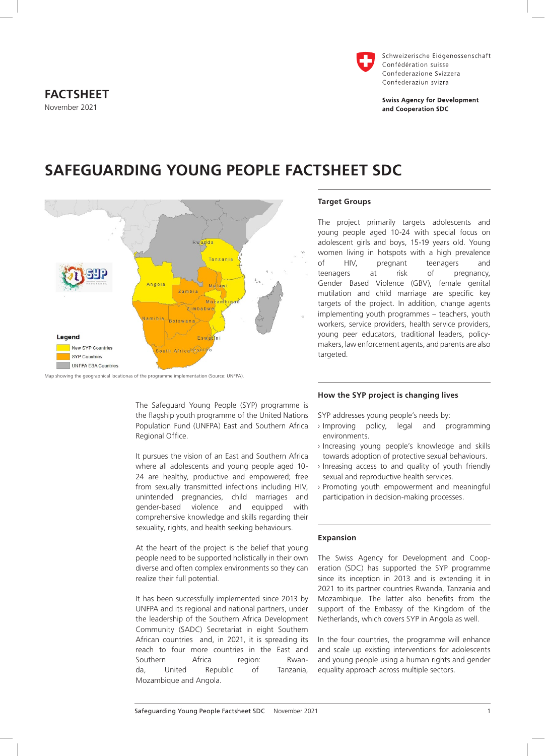**FACTSHEET**
November 2021

Schweizerische Eidgenossenschaft
Confédération suisse
Confederazione Svizzera
Confederaziun svizra

**Swiss Agency for Development and Cooperation SDC**

# SAFEGUARDING YOUNG PEOPLE FACTSHEET SDC

Legend
- New SYP Countries
- SYP Countries
- UNFPA ESA Countries

Map showing the geographical locationas of the programme implementation (Source: UNFPA).

The Safeguard Young People (SYP) programme is the flagship youth programme of the United Nations Population Fund (UNFPA) East and Southern Africa Regional Office.

It pursues the vision of an East and Southern Africa where all adolescents and young people aged 10-24 are healthy, productive and empowered; free from sexually transmitted infections including HIV, unintended pregnancies, child marriages and gender-based violence and equipped with comprehensive knowledge and skills regarding their sexuality, rights, and health seeking behaviours.

At the heart of the project is the belief that young people need to be supported holistically in their own diverse and often complex environments so they can realize their full potential.

It has been successfully implemented since 2013 by UNFPA and its regional and national partners, under the leadership of the Southern Africa Development Community (SADC) Secretariat in eight Southern African countries and, in 2021, it is spreading its reach to four more countries in the East and Southern Africa region: Rwanda, United Republic of Tanzania, Mozambique and Angola.

## Target Groups

The project primarily targets adolescents and young people aged 10-24 with special focus on adolescent girls and boys, 15-19 years old. Young women living in hotspots with a high prevalence of HIV, pregnant teenagers and teenagers at risk of pregnancy, Gender Based Violence (GBV), female genital mutilation and child marriage are specific key targets of the project. In addition, change agents implementing youth programmes – teachers, youth workers, service providers, health service providers, young peer educators, traditional leaders, policy-makers, law enforcement agents, and parents are also targeted.

## How the SYP project is changing lives

SYP addresses young people's needs by:
- Improving policy, legal and programming environments.
- Increasing young people's knowledge and skills towards adoption of protective sexual behaviours.
- Inreasing access to and quality of youth friendly sexual and reproductive health services.
- Promoting youth empowerment and meaningful participation in decision-making processes.

## Expansion

The Swiss Agency for Development and Cooperation (SDC) has supported the SYP programme since its inception in 2013 and is extending it in 2021 to its partner countries Rwanda, Tanzania and Mozambique. The latter also benefits from the support of the Embassy of the Kingdom of the Netherlands, which covers SYP in Angola as well.

In the four countries, the programme will enhance and scale up existing interventions for adolescents and young people using a human rights and gender equality approach across multiple sectors.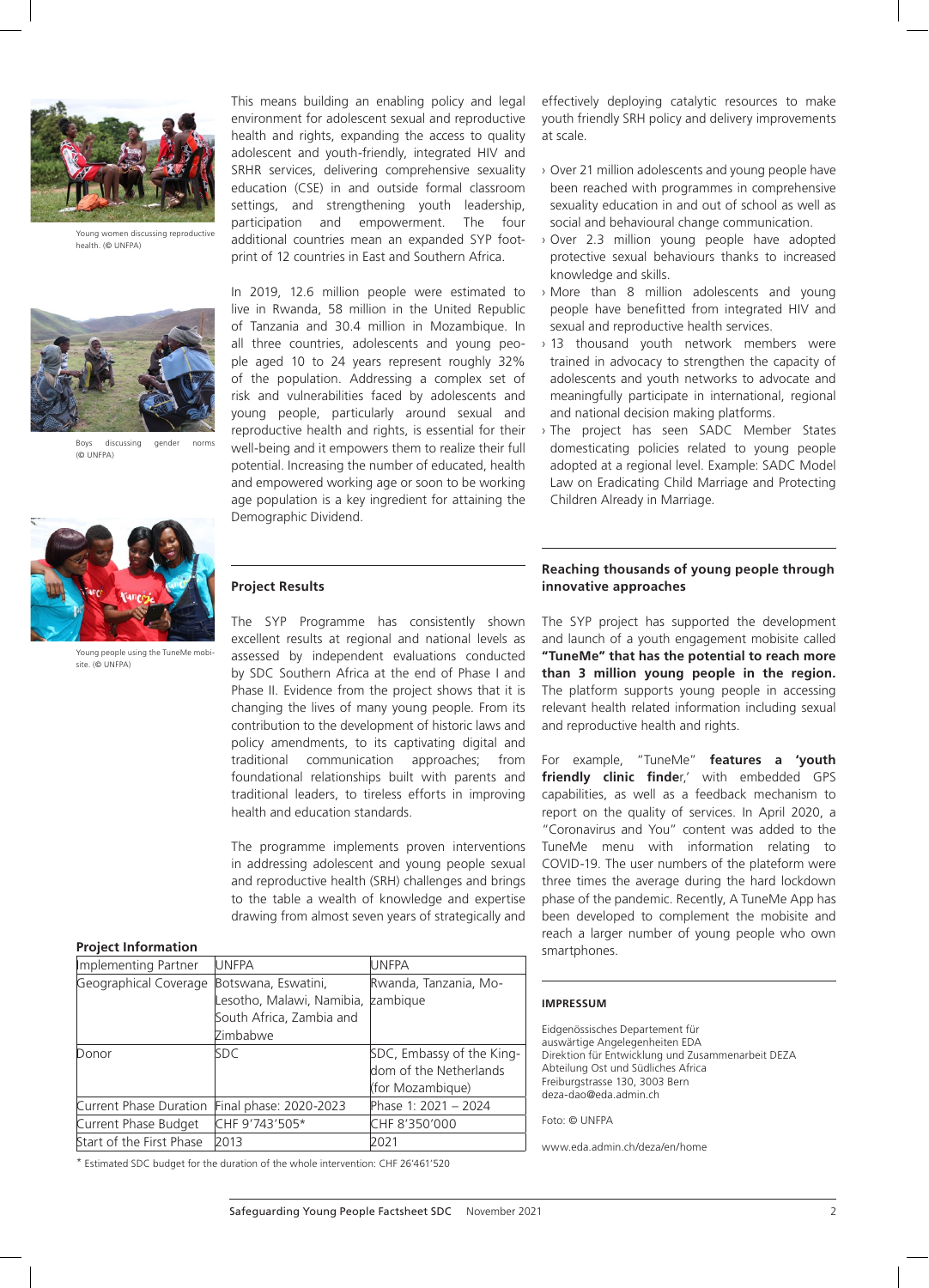Young women discussing reproductive health. (© UNFPA)

Boys discussing gender norms (© UNFPA)

Young people using the TuneMe mobisite. (© UNFPA)

This means building an enabling policy and legal environment for adolescent sexual and reproductive health and rights, expanding the access to quality adolescent and youth-friendly, integrated HIV and SRHR services, delivering comprehensive sexuality education (CSE) in and outside formal classroom settings, and strengthening youth leadership, participation and empowerment. The four additional countries mean an expanded SYP footprint of 12 countries in East and Southern Africa.

In 2019, 12.6 million people were estimated to live in Rwanda, 58 million in the United Republic of Tanzania and 30.4 million in Mozambique. In all three countries, adolescents and young people aged 10 to 24 years represent roughly 32% of the population. Addressing a complex set of risk and vulnerabilities faced by adolescents and young people, particularly around sexual and reproductive health and rights, is essential for their well-being and it empowers them to realize their full potential. Increasing the number of educated, health and empowered working age or soon to be working age population is a key ingredient for attaining the Demographic Dividend.

## Project Results

The SYP Programme has consistently shown excellent results at regional and national levels as assessed by independent evaluations conducted by SDC Southern Africa at the end of Phase I and Phase II. Evidence from the project shows that it is changing the lives of many young people. From its contribution to the development of historic laws and policy amendments, to its captivating digital and traditional communication approaches; from foundational relationships built with parents and traditional leaders, to tireless efforts in improving health and education standards.

The programme implements proven interventions in addressing adolescent and young people sexual and reproductive health (SRH) challenges and brings to the table a wealth of knowledge and expertise drawing from almost seven years of strategically and effectively deploying catalytic resources to make youth friendly SRH policy and delivery improvements at scale.

- Over 21 million adolescents and young people have been reached with programmes in comprehensive sexuality education in and out of school as well as social and behavioural change communication.
- Over 2.3 million young people have adopted protective sexual behaviours thanks to increased knowledge and skills.
- More than 8 million adolescents and young people have benefitted from integrated HIV and sexual and reproductive health services.
- 13 thousand youth network members were trained in advocacy to strengthen the capacity of adolescents and youth networks to advocate and meaningfully participate in international, regional and national decision making platforms.
- The project has seen SADC Member States domesticating policies related to young people adopted at a regional level. Example: SADC Model Law on Eradicating Child Marriage and Protecting Children Already in Marriage.

## Reaching thousands of young people through innovative approaches

The SYP project has supported the development and launch of a youth engagement mobisite called **"TuneMe" that has the potential to reach more than 3 million young people in the region.** The platform supports young people in accessing relevant health related information including sexual and reproductive health and rights.

For example, "TuneMe" **features a 'youth friendly clinic finde**r,' with embedded GPS capabilities, as well as a feedback mechanism to report on the quality of services. In April 2020, a "Coronavirus and You" content was added to the TuneMe menu with information relating to COVID-19. The user numbers of the plateform were three times the average during the hard lockdown phase of the pandemic. Recently, A TuneMe App has been developed to complement the mobisite and reach a larger number of young people who own smartphones.

### Project Information

| | | |
|---|---|---|
| Implementing Partner | UNFPA | UNFPA |
| Geographical Coverage | Botswana, Eswatini, Lesotho, Malawi, Namibia, South Africa, Zambia and Zimbabwe | Rwanda, Tanzania, Mozambique |
| Donor | SDC | SDC, Embassy of the Kingdom of the Netherlands (for Mozambique) |
| Current Phase Duration | Final phase: 2020-2023 | Phase 1: 2021 – 2024 |
| Current Phase Budget | CHF 9'743'505* | CHF 8'350'000 |
| Start of the First Phase | 2013 | 2021 |

\* Estimated SDC budget for the duration of the whole intervention: CHF 26'461'520

**IMPRESSUM**

Eidgenössisches Departement für auswärtige Angelegenheiten EDA
Direktion für Entwicklung und Zusammenarbeit DEZA
Abteilung Ost und Südliches Africa
Freiburgstrasse 130, 3003 Bern
deza-dao@eda.admin.ch

Foto: © UNFPA

www.eda.admin.ch/deza/en/home